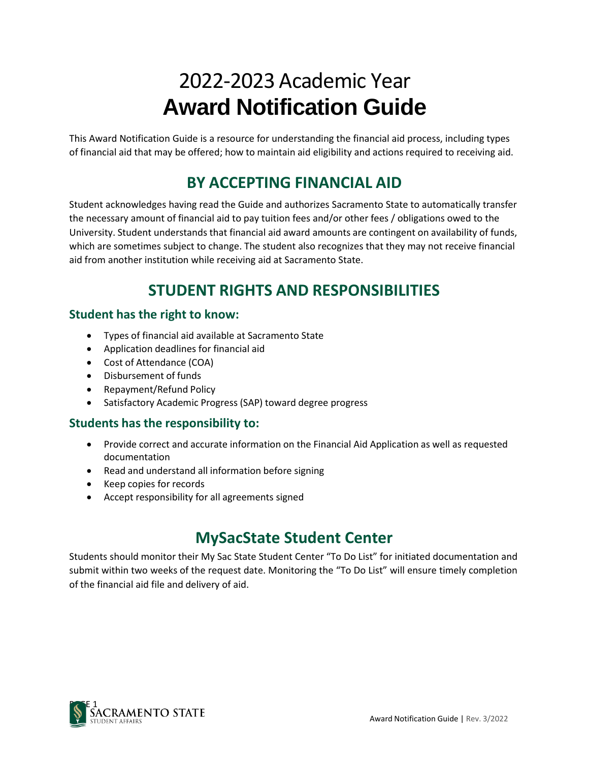# 2022-2023 Academic Year
# **Award Notification Guide**

This Award Notification Guide is a resource for understanding the financial aid process, including types of financial aid that may be offered; how to maintain aid eligibility and actions required to receiving aid.

## BY ACCEPTING FINANCIAL AID

Student acknowledges having read the Guide and authorizes Sacramento State to automatically transfer the necessary amount of financial aid to pay tuition fees and/or other fees / obligations owed to the University. Student understands that financial aid award amounts are contingent on availability of funds, which are sometimes subject to change. The student also recognizes that they may not receive financial aid from another institution while receiving aid at Sacramento State.

## STUDENT RIGHTS AND RESPONSIBILITIES

### Student has the right to know:

- Types of financial aid available at Sacramento State
- Application deadlines for financial aid
- Cost of Attendance (COA)
- Disbursement of funds
- Repayment/Refund Policy
- Satisfactory Academic Progress (SAP) toward degree progress

### Students has the responsibility to:

- Provide correct and accurate information on the Financial Aid Application as well as requested documentation
- Read and understand all information before signing
- Keep copies for records
- Accept responsibility for all agreements signed

## MySacState Student Center

Students should monitor their My Sac State Student Center "To Do List" for initiated documentation and submit within two weeks of the request date. Monitoring the "To Do List" will ensure timely completion of the financial aid file and delivery of aid.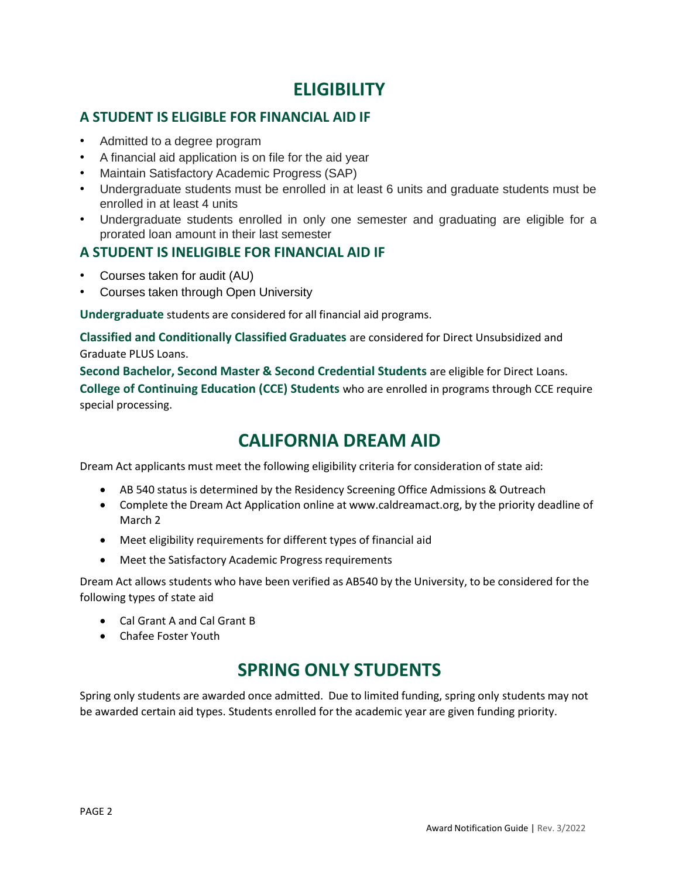# ELIGIBILITY

## A STUDENT IS ELIGIBLE FOR FINANCIAL AID IF

- Admitted to a degree program
- A financial aid application is on file for the aid year
- Maintain Satisfactory Academic Progress (SAP)
- Undergraduate students must be enrolled in at least 6 units and graduate students must be enrolled in at least 4 units
- Undergraduate students enrolled in only one semester and graduating are eligible for a prorated loan amount in their last semester

## A STUDENT IS INELIGIBLE FOR FINANCIAL AID IF

- Courses taken for audit (AU)
- Courses taken through Open University

**Undergraduate** students are considered for all financial aid programs.

**Classified and Conditionally Classified Graduates** are considered for Direct Unsubsidized and Graduate PLUS Loans.

**Second Bachelor, Second Master & Second Credential Students** are eligible for Direct Loans.

**College of Continuing Education (CCE) Students** who are enrolled in programs through CCE require special processing.

# CALIFORNIA DREAM AID

Dream Act applicants must meet the following eligibility criteria for consideration of state aid:

- AB 540 status is determined by the Residency Screening Office Admissions & Outreach
- Complete the Dream Act Application online at www.caldreamact.org, by the priority deadline of March 2
- Meet eligibility requirements for different types of financial aid
- Meet the Satisfactory Academic Progress requirements

Dream Act allows students who have been verified as AB540 by the University, to be considered for the following types of state aid

- Cal Grant A and Cal Grant B
- Chafee Foster Youth

# SPRING ONLY STUDENTS

Spring only students are awarded once admitted. Due to limited funding, spring only students may not be awarded certain aid types. Students enrolled for the academic year are given funding priority.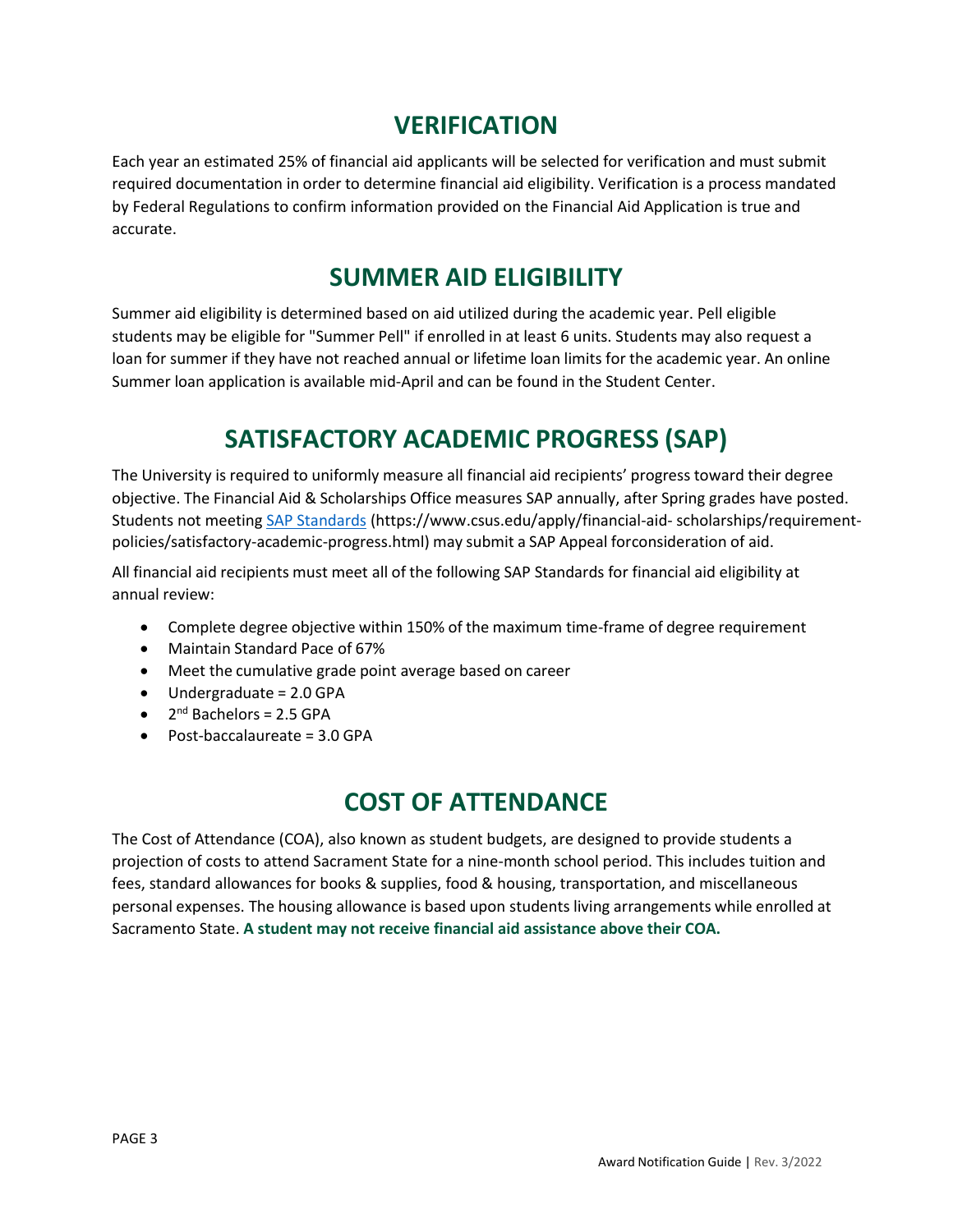## VERIFICATION

Each year an estimated 25% of financial aid applicants will be selected for verification and must submit required documentation in order to determine financial aid eligibility. Verification is a process mandated by Federal Regulations to confirm information provided on the Financial Aid Application is true and accurate.

## SUMMER AID ELIGIBILITY

Summer aid eligibility is determined based on aid utilized during the academic year. Pell eligible students may be eligible for "Summer Pell" if enrolled in at least 6 units. Students may also request a loan for summer if they have not reached annual or lifetime loan limits for the academic year. An online Summer loan application is available mid-April and can be found in the Student Center.

## SATISFACTORY ACADEMIC PROGRESS (SAP)

The University is required to uniformly measure all financial aid recipients' progress toward their degree objective. The Financial Aid & Scholarships Office measures SAP annually, after Spring grades have posted. Students not meeting [SAP Standards](https://www.csus.edu/apply/financial-aid-scholarships/requirement-policies/satisfactory-academic-progress.html) (https://www.csus.edu/apply/financial-aid- scholarships/requirement-policies/satisfactory-academic-progress.html) may submit a SAP Appeal forconsideration of aid.

All financial aid recipients must meet all of the following SAP Standards for financial aid eligibility at annual review:

- Complete degree objective within 150% of the maximum time-frame of degree requirement
- Maintain Standard Pace of 67%
- Meet the cumulative grade point average based on career
- Undergraduate = 2.0 GPA
- 2nd Bachelors = 2.5 GPA
- Post-baccalaureate = 3.0 GPA

## COST OF ATTENDANCE

The Cost of Attendance (COA), also known as student budgets, are designed to provide students a projection of costs to attend Sacrament State for a nine-month school period. This includes tuition and fees, standard allowances for books & supplies, food & housing, transportation, and miscellaneous personal expenses. The housing allowance is based upon students living arrangements while enrolled at Sacramento State. **A student may not receive financial aid assistance above their COA.**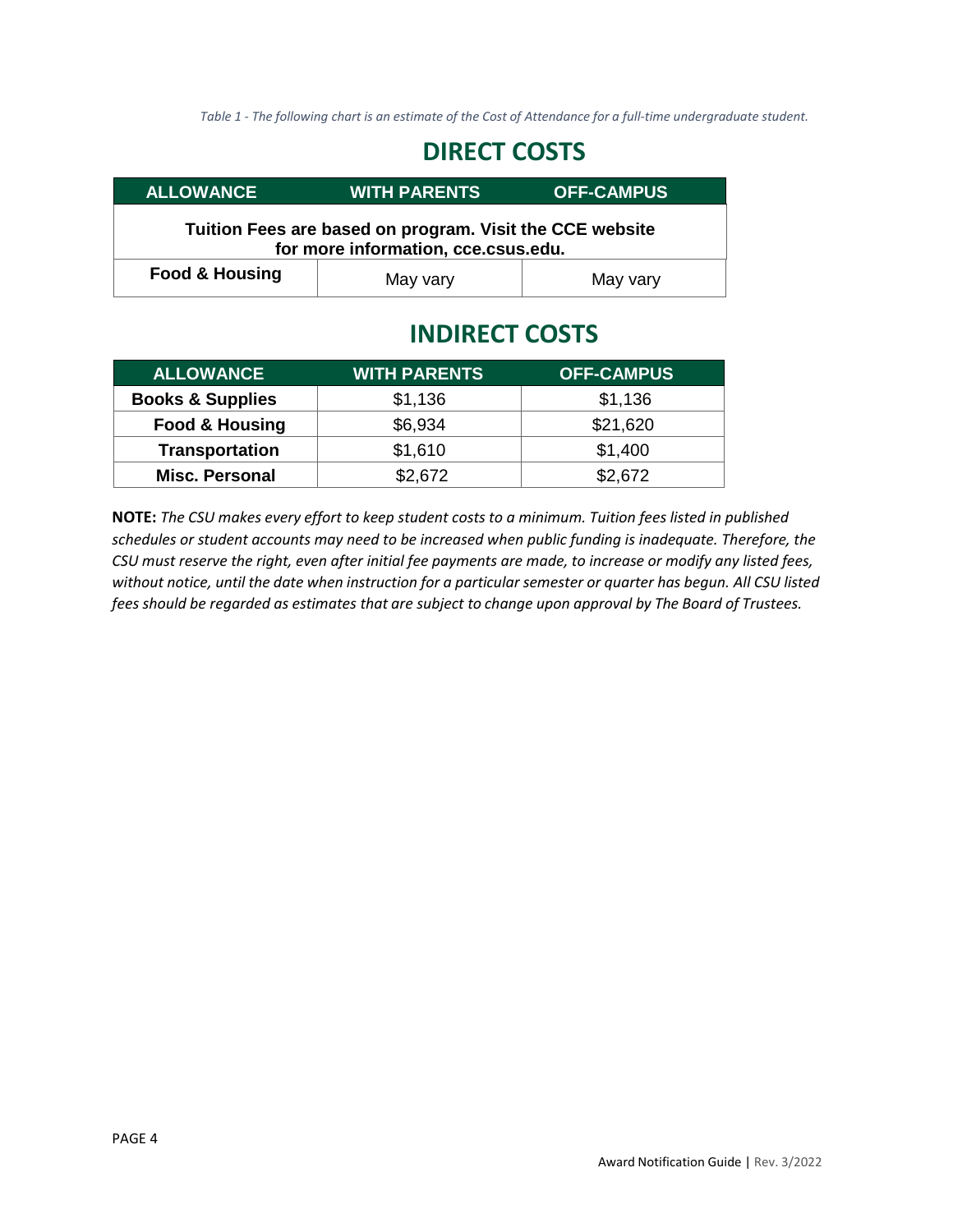*Table 1 - The following chart is an estimate of the Cost of Attendance for a full-time undergraduate student.*

## DIRECT COSTS

| ALLOWANCE | WITH PARENTS | OFF-CAMPUS |
|---|---|---|
| **Tuition Fees are based on program. Visit the CCE website for more information, cce.csus.edu.** | | |
| **Food & Housing** | May vary | May vary |

## INDIRECT COSTS

| ALLOWANCE | WITH PARENTS | OFF-CAMPUS |
|---|---|---|
| **Books & Supplies** | $1,136 | $1,136 |
| **Food & Housing** | $6,934 | $21,620 |
| **Transportation** | $1,610 | $1,400 |
| **Misc. Personal** | $2,672 | $2,672 |

**NOTE:** *The CSU makes every effort to keep student costs to a minimum. Tuition fees listed in published schedules or student accounts may need to be increased when public funding is inadequate. Therefore, the CSU must reserve the right, even after initial fee payments are made, to increase or modify any listed fees, without notice, until the date when instruction for a particular semester or quarter has begun. All CSU listed fees should be regarded as estimates that are subject to change upon approval by The Board of Trustees.*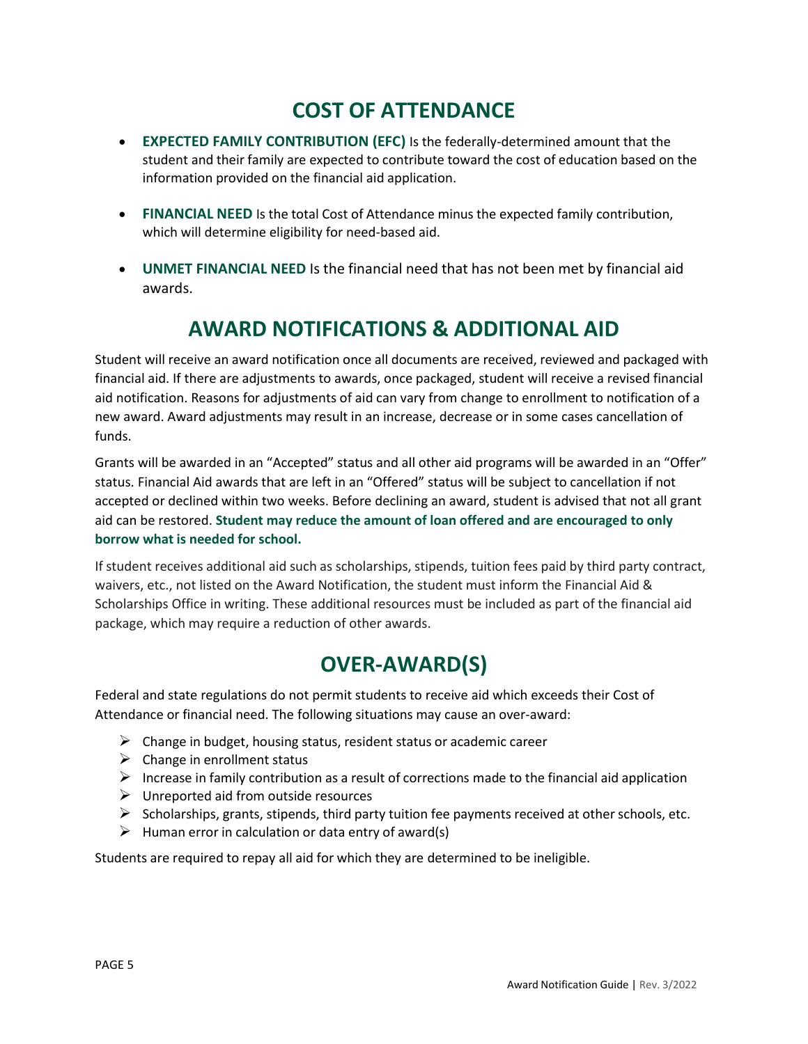## COST OF ATTENDANCE

- **EXPECTED FAMILY CONTRIBUTION (EFC)** Is the federally-determined amount that the student and their family are expected to contribute toward the cost of education based on the information provided on the financial aid application.

- **FINANCIAL NEED** Is the total Cost of Attendance minus the expected family contribution, which will determine eligibility for need-based aid.

- **UNMET FINANCIAL NEED** Is the financial need that has not been met by financial aid awards.

## AWARD NOTIFICATIONS & ADDITIONAL AID

Student will receive an award notification once all documents are received, reviewed and packaged with financial aid. If there are adjustments to awards, once packaged, student will receive a revised financial aid notification. Reasons for adjustments of aid can vary from change to enrollment to notification of a new award. Award adjustments may result in an increase, decrease or in some cases cancellation of funds.

Grants will be awarded in an “Accepted” status and all other aid programs will be awarded in an “Offer” status. Financial Aid awards that are left in an “Offered” status will be subject to cancellation if not accepted or declined within two weeks. Before declining an award, student is advised that not all grant aid can be restored. **Student may reduce the amount of loan offered and are encouraged to only borrow what is needed for school.**

If student receives additional aid such as scholarships, stipends, tuition fees paid by third party contract, waivers, etc., not listed on the Award Notification, the student must inform the Financial Aid & Scholarships Office in writing. These additional resources must be included as part of the financial aid package, which may require a reduction of other awards.

## OVER-AWARD(S)

Federal and state regulations do not permit students to receive aid which exceeds their Cost of Attendance or financial need. The following situations may cause an over-award:

- Change in budget, housing status, resident status or academic career
- Change in enrollment status
- Increase in family contribution as a result of corrections made to the financial aid application
- Unreported aid from outside resources
- Scholarships, grants, stipends, third party tuition fee payments received at other schools, etc.
- Human error in calculation or data entry of award(s)

Students are required to repay all aid for which they are determined to be ineligible.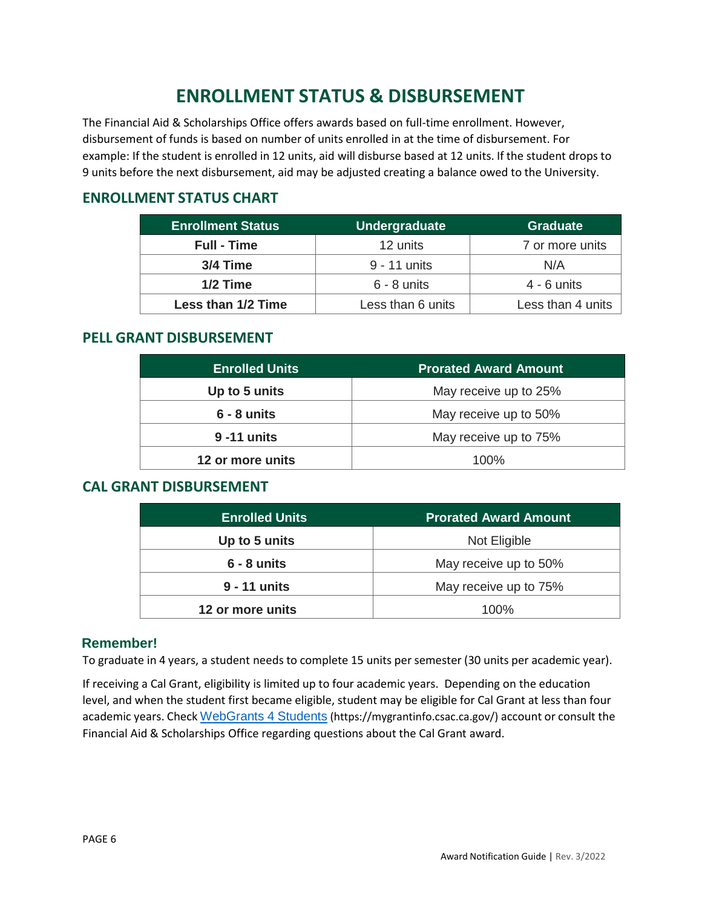# ENROLLMENT STATUS & DISBURSEMENT

The Financial Aid & Scholarships Office offers awards based on full-time enrollment. However, disbursement of funds is based on number of units enrolled in at the time of disbursement. For example: If the student is enrolled in 12 units, aid will disburse based at 12 units. If the student drops to 9 units before the next disbursement, aid may be adjusted creating a balance owed to the University.

## ENROLLMENT STATUS CHART

| Enrollment Status | Undergraduate | Graduate |
|---|---|---|
| **Full - Time** | 12 units | 7 or more units |
| **3/4 Time** | 9 - 11 units | N/A |
| **1/2 Time** | 6 - 8 units | 4 - 6 units |
| **Less than 1/2 Time** | Less than 6 units | Less than 4 units |

## PELL GRANT DISBURSEMENT

| Enrolled Units | Prorated Award Amount |
|---|---|
| **Up to 5 units** | May receive up to 25% |
| **6 - 8 units** | May receive up to 50% |
| **9 -11 units** | May receive up to 75% |
| **12 or more units** | 100% |

## CAL GRANT DISBURSEMENT

| Enrolled Units | Prorated Award Amount |
|---|---|
| **Up to 5 units** | Not Eligible |
| **6 - 8 units** | May receive up to 50% |
| **9 - 11 units** | May receive up to 75% |
| **12 or more units** | 100% |

### Remember!

To graduate in 4 years, a student needs to complete 15 units per semester (30 units per academic year).

If receiving a Cal Grant, eligibility is limited up to four academic years. Depending on the education level, and when the student first became eligible, student may be eligible for Cal Grant at less than four academic years. Check WebGrants 4 Students (https://mygrantinfo.csac.ca.gov/) account or consult the Financial Aid & Scholarships Office regarding questions about the Cal Grant award.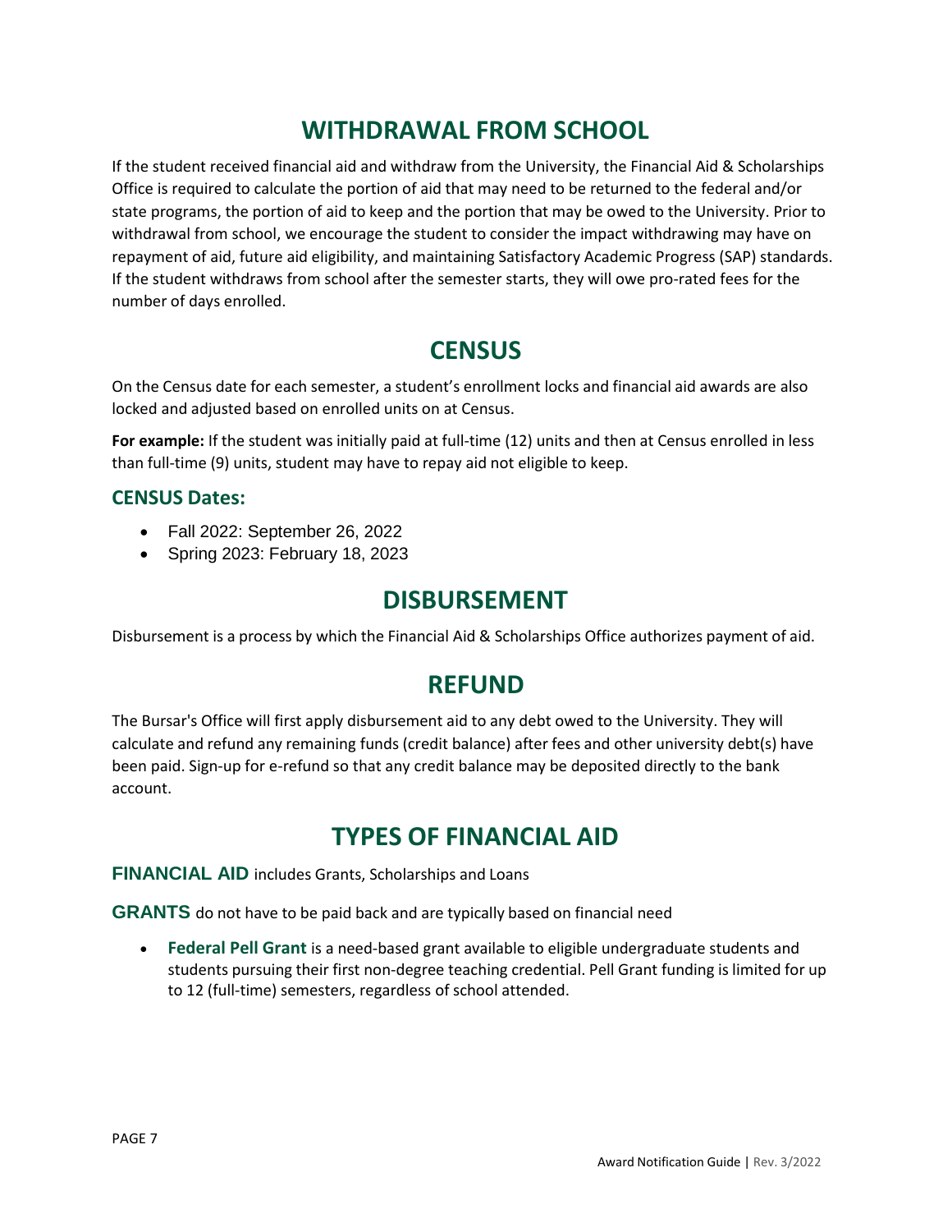# WITHDRAWAL FROM SCHOOL

If the student received financial aid and withdraw from the University, the Financial Aid & Scholarships Office is required to calculate the portion of aid that may need to be returned to the federal and/or state programs, the portion of aid to keep and the portion that may be owed to the University. Prior to withdrawal from school, we encourage the student to consider the impact withdrawing may have on repayment of aid, future aid eligibility, and maintaining Satisfactory Academic Progress (SAP) standards. If the student withdraws from school after the semester starts, they will owe pro-rated fees for the number of days enrolled.

# CENSUS

On the Census date for each semester, a student's enrollment locks and financial aid awards are also locked and adjusted based on enrolled units on at Census.

**For example:** If the student was initially paid at full-time (12) units and then at Census enrolled in less than full-time (9) units, student may have to repay aid not eligible to keep.

### CENSUS Dates:

- Fall 2022: September 26, 2022
- Spring 2023: February 18, 2023

# DISBURSEMENT

Disbursement is a process by which the Financial Aid & Scholarships Office authorizes payment of aid.

# REFUND

The Bursar's Office will first apply disbursement aid to any debt owed to the University. They will calculate and refund any remaining funds (credit balance) after fees and other university debt(s) have been paid. Sign-up for e-refund so that any credit balance may be deposited directly to the bank account.

# TYPES OF FINANCIAL AID

**FINANCIAL AID** includes Grants, Scholarships and Loans

**GRANTS** do not have to be paid back and are typically based on financial need

- **Federal Pell Grant** is a need-based grant available to eligible undergraduate students and students pursuing their first non-degree teaching credential. Pell Grant funding is limited for up to 12 (full-time) semesters, regardless of school attended.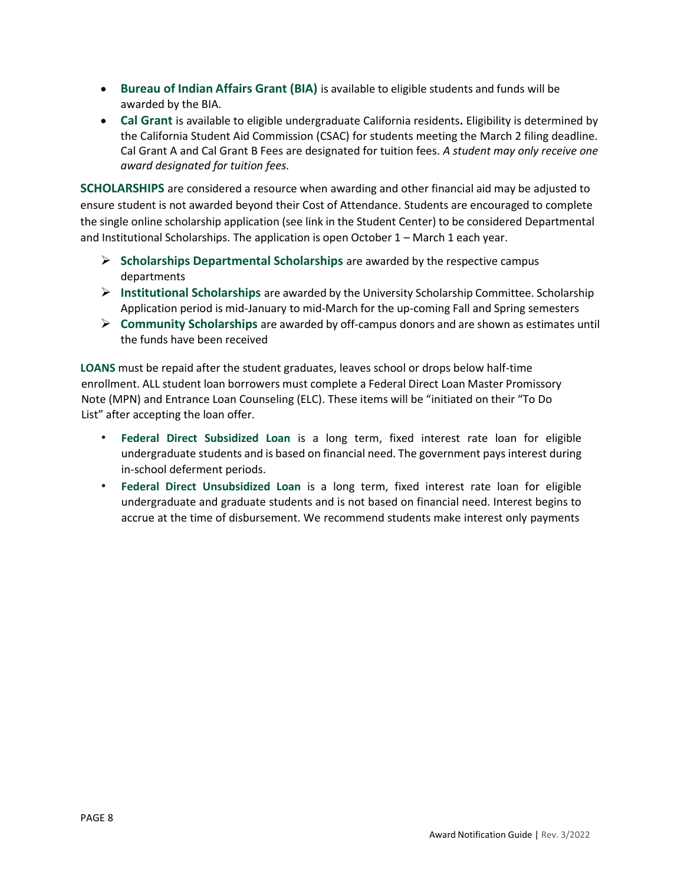- **Bureau of Indian Affairs Grant (BIA)** is available to eligible students and funds will be awarded by the BIA.
- **Cal Grant** is available to eligible undergraduate California residents**.** Eligibility is determined by the California Student Aid Commission (CSAC) for students meeting the March 2 filing deadline. Cal Grant A and Cal Grant B Fees are designated for tuition fees. *A student may only receive one award designated for tuition fees.*

**SCHOLARSHIPS** are considered a resource when awarding and other financial aid may be adjusted to ensure student is not awarded beyond their Cost of Attendance. Students are encouraged to complete the single online scholarship application (see link in the Student Center) to be considered Departmental and Institutional Scholarships. The application is open October 1 – March 1 each year.

- **Scholarships Departmental Scholarships** are awarded by the respective campus departments
- **Institutional Scholarships** are awarded by the University Scholarship Committee. Scholarship Application period is mid-January to mid-March for the up-coming Fall and Spring semesters
- **Community Scholarships** are awarded by off-campus donors and are shown as estimates until the funds have been received

**LOANS** must be repaid after the student graduates, leaves school or drops below half-time enrollment. ALL student loan borrowers must complete a Federal Direct Loan Master Promissory Note (MPN) and Entrance Loan Counseling (ELC). These items will be "initiated on their "To Do List" after accepting the loan offer.

- **Federal Direct Subsidized Loan** is a long term, fixed interest rate loan for eligible undergraduate students and is based on financial need. The government pays interest during in-school deferment periods.
- **Federal Direct Unsubsidized Loan** is a long term, fixed interest rate loan for eligible undergraduate and graduate students and is not based on financial need. Interest begins to accrue at the time of disbursement. We recommend students make interest only payments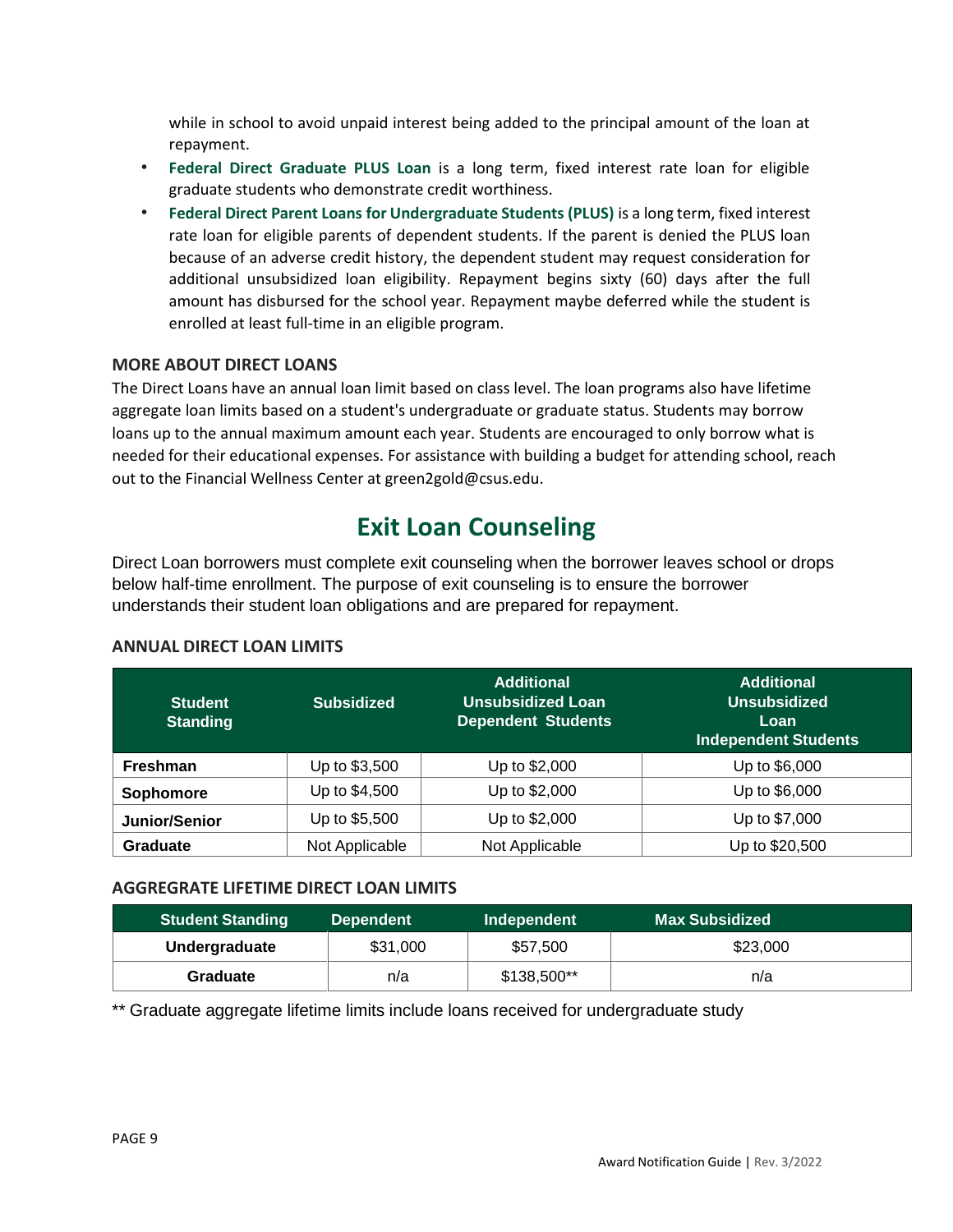while in school to avoid unpaid interest being added to the principal amount of the loan at repayment.

- **Federal Direct Graduate PLUS Loan** is a long term, fixed interest rate loan for eligible graduate students who demonstrate credit worthiness.
- **Federal Direct Parent Loans for Undergraduate Students (PLUS)** is a long term, fixed interest rate loan for eligible parents of dependent students. If the parent is denied the PLUS loan because of an adverse credit history, the dependent student may request consideration for additional unsubsidized loan eligibility. Repayment begins sixty (60) days after the full amount has disbursed for the school year. Repayment maybe deferred while the student is enrolled at least full-time in an eligible program.

### MORE ABOUT DIRECT LOANS

The Direct Loans have an annual loan limit based on class level. The loan programs also have lifetime aggregate loan limits based on a student's undergraduate or graduate status. Students may borrow loans up to the annual maximum amount each year. Students are encouraged to only borrow what is needed for their educational expenses. For assistance with building a budget for attending school, reach out to the Financial Wellness Center at green2gold@csus.edu.

## Exit Loan Counseling

Direct Loan borrowers must complete exit counseling when the borrower leaves school or drops below half-time enrollment. The purpose of exit counseling is to ensure the borrower understands their student loan obligations and are prepared for repayment.

### ANNUAL DIRECT LOAN LIMITS

| Student Standing | Subsidized | Additional Unsubsidized Loan Dependent Students | Additional Unsubsidized Loan Independent Students |
|---|---|---|---|
| **Freshman** | Up to $3,500 | Up to $2,000 | Up to $6,000 |
| **Sophomore** | Up to $4,500 | Up to $2,000 | Up to $6,000 |
| **Junior/Senior** | Up to $5,500 | Up to $2,000 | Up to $7,000 |
| **Graduate** | Not Applicable | Not Applicable | Up to $20,500 |

### AGGREGRATE LIFETIME DIRECT LOAN LIMITS

| Student Standing | Dependent | Independent | Max Subsidized |
|---|---|---|---|
| **Undergraduate** | $31,000 | $57,500 | $23,000 |
| **Graduate** | n/a | $138,500** | n/a |

** Graduate aggregate lifetime limits include loans received for undergraduate study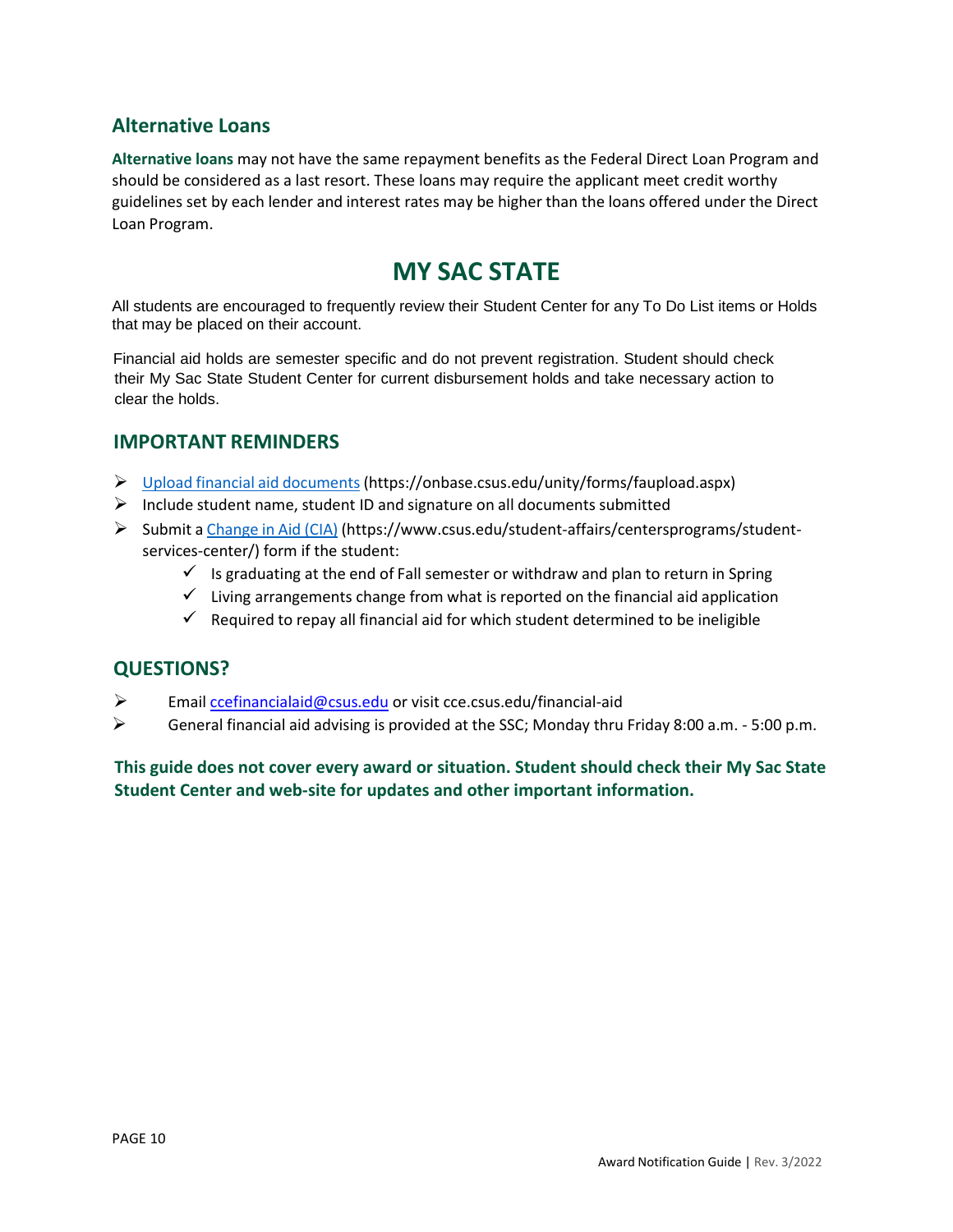## Alternative Loans

**Alternative loans** may not have the same repayment benefits as the Federal Direct Loan Program and should be considered as a last resort. These loans may require the applicant meet credit worthy guidelines set by each lender and interest rates may be higher than the loans offered under the Direct Loan Program.

# MY SAC STATE

All students are encouraged to frequently review their Student Center for any To Do List items or Holds that may be placed on their account.

Financial aid holds are semester specific and do not prevent registration. Student should check their My Sac State Student Center for current disbursement holds and take necessary action to clear the holds.

## IMPORTANT REMINDERS

- Upload financial aid documents (https://onbase.csus.edu/unity/forms/faupload.aspx)
- Include student name, student ID and signature on all documents submitted
- Submit a Change in Aid (CIA) (https://www.csus.edu/student-affairs/centersprograms/student-services-center/) form if the student:
  - ✓ Is graduating at the end of Fall semester or withdraw and plan to return in Spring
  - ✓ Living arrangements change from what is reported on the financial aid application
  - ✓ Required to repay all financial aid for which student determined to be ineligible

## QUESTIONS?

- Email ccefinancialaid@csus.edu or visit cce.csus.edu/financial-aid
- General financial aid advising is provided at the SSC; Monday thru Friday 8:00 a.m. - 5:00 p.m.

**This guide does not cover every award or situation. Student should check their My Sac State Student Center and web-site for updates and other important information.**